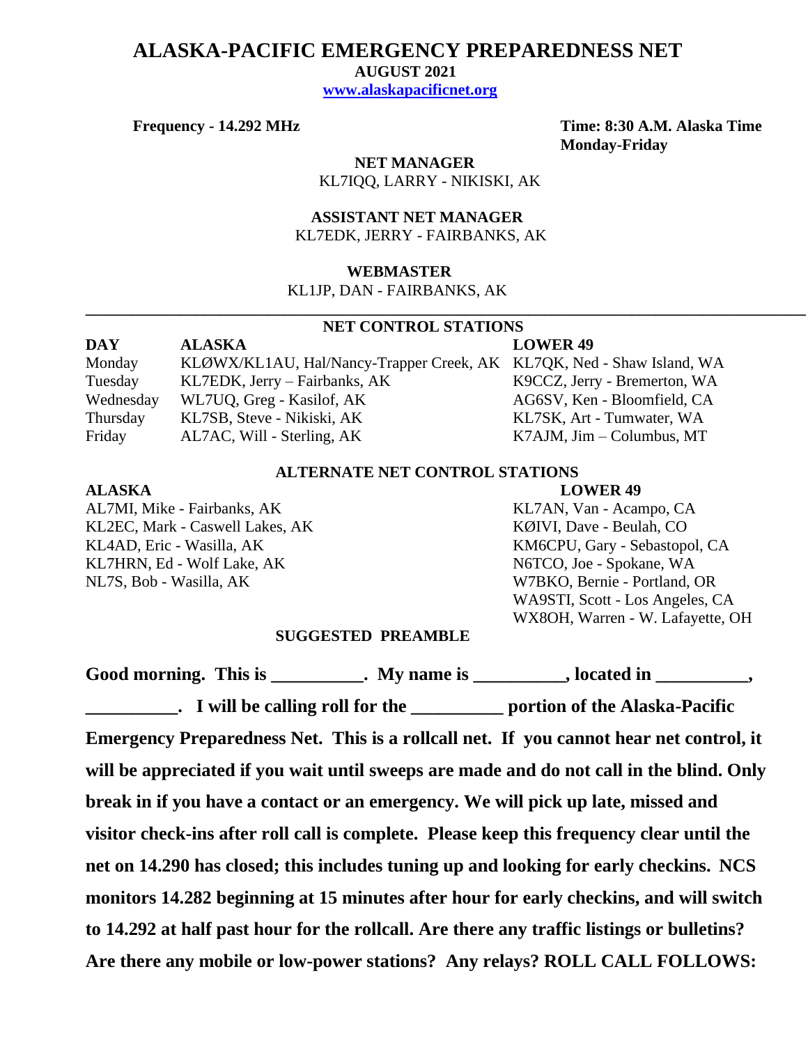# ALASKA-PACIFIC EMERGENCY PREPAREDNESS NET

**AUGUST 2021**

**www.alaskapacificnet.org**

**Frequency - 14.292 MHz**

**Time: 8:30 A.M. Alaska Time Monday-Friday**

**NET MANAGER**
KL7IQQ, LARRY - NIKISKI, AK

**ASSISTANT NET MANAGER**
KL7EDK, JERRY - FAIRBANKS, AK

**WEBMASTER**
KL1JP, DAN - FAIRBANKS, AK

---

## NET CONTROL STATIONS

| DAY | ALASKA | LOWER 49 |
|---|---|---|
| Monday | KLØWX/KL1AU, Hal/Nancy-Trapper Creek, AK | KL7QK, Ned - Shaw Island, WA |
| Tuesday | KL7EDK, Jerry – Fairbanks, AK | K9CCZ, Jerry - Bremerton, WA |
| Wednesday | WL7UQ, Greg - Kasilof, AK | AG6SV, Ken - Bloomfield, CA |
| Thursday | KL7SB, Steve - Nikiski, AK | KL7SK, Art - Tumwater, WA |
| Friday | AL7AC, Will - Sterling, AK | K7AJM, Jim – Columbus, MT |

## ALTERNATE NET CONTROL STATIONS

| ALASKA | LOWER 49 |
|---|---|
| AL7MI, Mike - Fairbanks, AK | KL7AN, Van - Acampo, CA |
| KL2EC, Mark - Caswell Lakes, AK | KØIVI, Dave - Beulah, CO |
| KL4AD, Eric - Wasilla, AK | KM6CPU, Gary - Sebastopol, CA |
| KL7HRN, Ed - Wolf Lake, AK | N6TCO, Joe - Spokane, WA |
| NL7S, Bob - Wasilla, AK | W7BKO, Bernie - Portland, OR |
| | WA9STI, Scott - Los Angeles, CA |
| | WX8OH, Warren - W. Lafayette, OH |

## SUGGESTED PREAMBLE

**Good morning. This is __________. My name is __________, located in __________, __________. I will be calling roll for the __________ portion of the Alaska-Pacific Emergency Preparedness Net. This is a rollcall net. If you cannot hear net control, it will be appreciated if you wait until sweeps are made and do not call in the blind. Only break in if you have a contact or an emergency. We will pick up late, missed and visitor check-ins after roll call is complete. Please keep this frequency clear until the net on 14.290 has closed; this includes tuning up and looking for early checkins. NCS monitors 14.282 beginning at 15 minutes after hour for early checkins, and will switch to 14.292 at half past hour for the rollcall. Are there any traffic listings or bulletins? Are there any mobile or low-power stations? Any relays? ROLL CALL FOLLOWS:**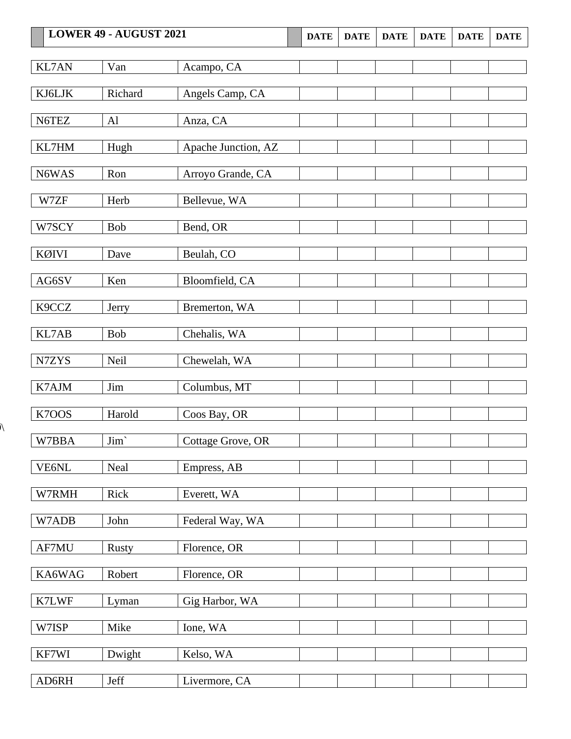| LOWER 49 - AUGUST 2021 | | | DATE | DATE | DATE | DATE | DATE | DATE |
|---|---|---|---|---|---|---|---|---|
| KL7AN | Van | Acampo, CA | | | | | | |
| KJ6LJK | Richard | Angels Camp, CA | | | | | | |
| N6TEZ | Al | Anza, CA | | | | | | |
| KL7HM | Hugh | Apache Junction, AZ | | | | | | |
| N6WAS | Ron | Arroyo Grande, CA | | | | | | |
| W7ZF | Herb | Bellevue, WA | | | | | | |
| W7SCY | Bob | Bend, OR | | | | | | |
| KØIVI | Dave | Beulah, CO | | | | | | |
| AG6SV | Ken | Bloomfield, CA | | | | | | |
| K9CCZ | Jerry | Bremerton, WA | | | | | | |
| KL7AB | Bob | Chehalis, WA | | | | | | |
| N7ZYS | Neil | Chewelah, WA | | | | | | |
| K7AJM | Jim | Columbus, MT | | | | | | |
| K7OOS | Harold | Coos Bay, OR | | | | | | |
| W7BBA | Jim` | Cottage Grove, OR | | | | | | |
| VE6NL | Neal | Empress, AB | | | | | | |
| W7RMH | Rick | Everett, WA | | | | | | |
| W7ADB | John | Federal Way, WA | | | | | | |
| AF7MU | Rusty | Florence, OR | | | | | | |
| KA6WAG | Robert | Florence, OR | | | | | | |
| K7LWF | Lyman | Gig Harbor, WA | | | | | | |
| W7ISP | Mike | Ione, WA | | | | | | |
| KF7WI | Dwight | Kelso, WA | | | | | | |
| AD6RH | Jeff | Livermore, CA | | | | | | |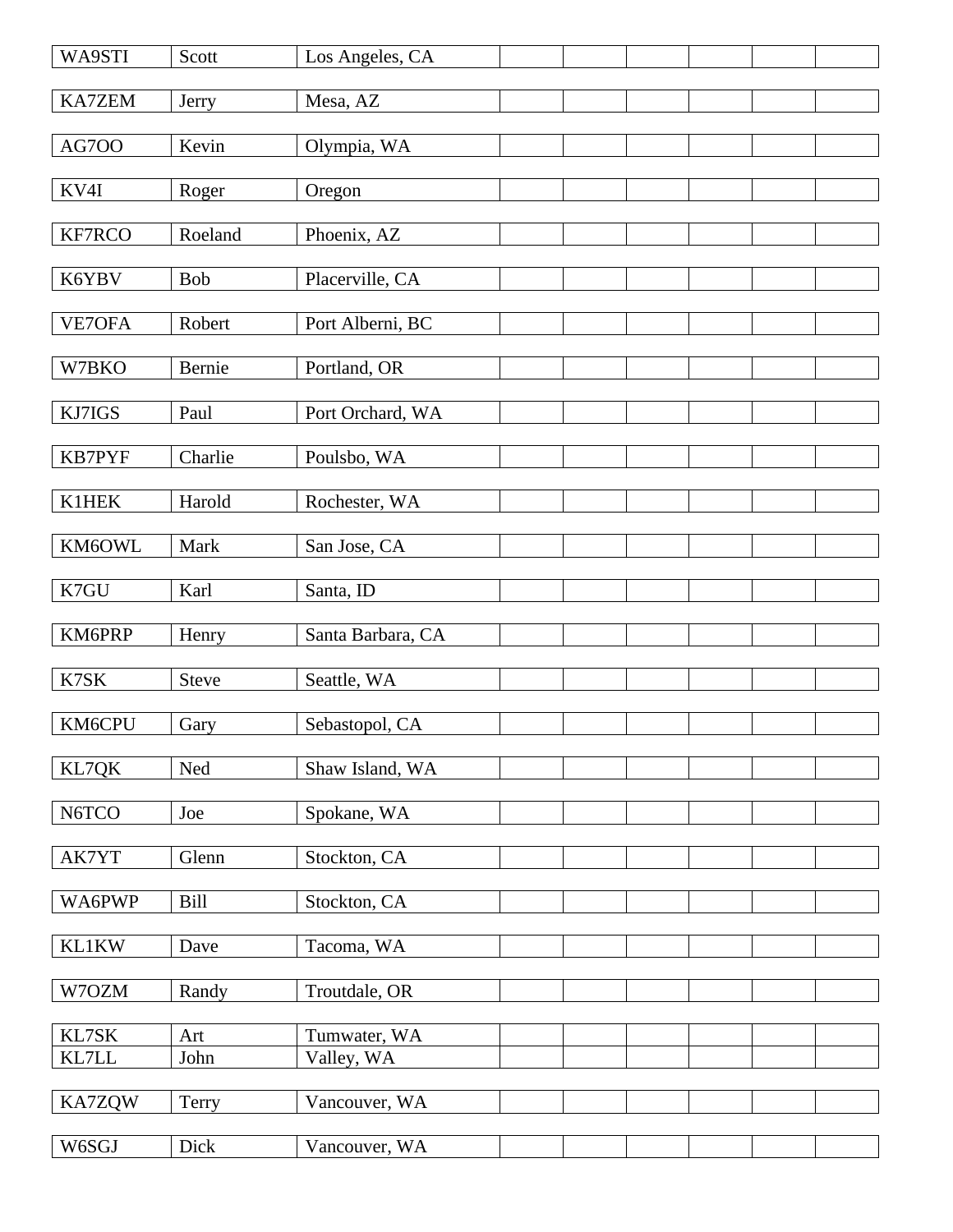| | | | | | | | |
|---|---|---|---|---|---|---|---|
| WA9STI | Scott | Los Angeles, CA | | | | | |
| KA7ZEM | Jerry | Mesa, AZ | | | | | |
| AG7OO | Kevin | Olympia, WA | | | | | |
| KV4I | Roger | Oregon | | | | | |
| KF7RCO | Roeland | Phoenix, AZ | | | | | |
| K6YBV | Bob | Placerville, CA | | | | | |
| VE7OFA | Robert | Port Alberni, BC | | | | | |
| W7BKO | Bernie | Portland, OR | | | | | |
| KJ7IGS | Paul | Port Orchard, WA | | | | | |
| KB7PYF | Charlie | Poulsbo, WA | | | | | |
| K1HEK | Harold | Rochester, WA | | | | | |
| KM6OWL | Mark | San Jose, CA | | | | | |
| K7GU | Karl | Santa, ID | | | | | |
| KM6PRP | Henry | Santa Barbara, CA | | | | | |
| K7SK | Steve | Seattle, WA | | | | | |
| KM6CPU | Gary | Sebastopol, CA | | | | | |
| KL7QK | Ned | Shaw Island, WA | | | | | |
| N6TCO | Joe | Spokane, WA | | | | | |
| AK7YT | Glenn | Stockton, CA | | | | | |
| WA6PWP | Bill | Stockton, CA | | | | | |
| KL1KW | Dave | Tacoma, WA | | | | | |
| W7OZM | Randy | Troutdale, OR | | | | | |
| KL7SK | Art | Tumwater, WA | | | | | |
| KL7LL | John | Valley, WA | | | | | |
| KA7ZQW | Terry | Vancouver, WA | | | | | |
| W6SGJ | Dick | Vancouver, WA | | | | | |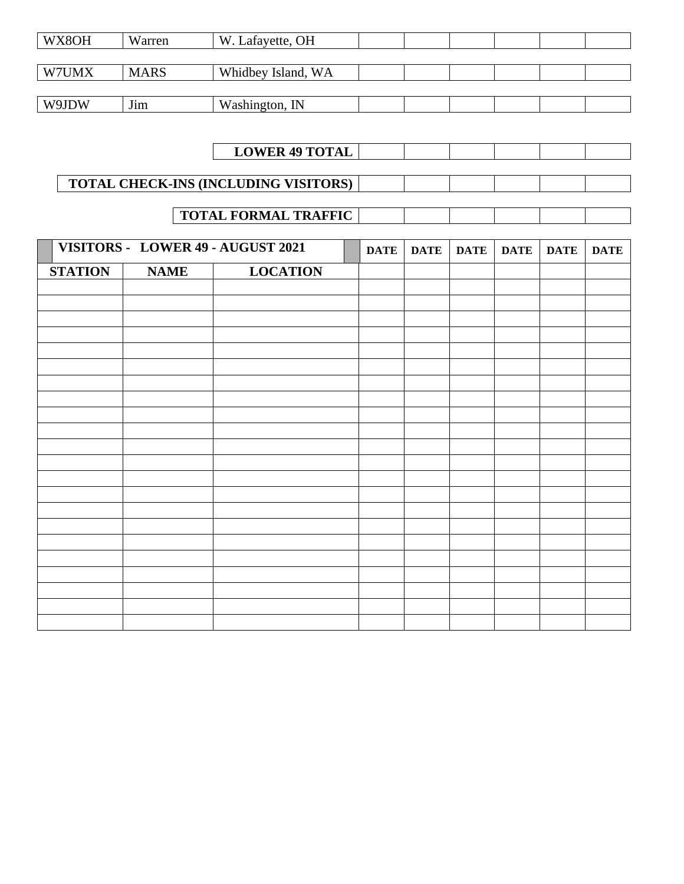| | | | | | | | | |
|---|---|---|---|---|---|---|---|---|
| WX8OH | Warren | W. Lafayette, OH | | | | | | |
| W7UMX | MARS | Whidbey Island, WA | | | | | | |
| W9JDW | Jim | Washington, IN | | | | | | |

| | | | | | | |
|---|---|---|---|---|---|---|
| **LOWER 49 TOTAL** | | | | | | |
| **TOTAL CHECK-INS (INCLUDING VISITORS)** | | | | | | |
| **TOTAL FORMAL TRAFFIC** | | | | | | |

| **VISITORS - LOWER 49 - AUGUST 2021** | | | **DATE** | **DATE** | **DATE** | **DATE** | **DATE** | **DATE** |
|---|---|---|---|---|---|---|---|---|
| **STATION** | **NAME** | **LOCATION** | | | | | | |
| | | | | | | | | |
| | | | | | | | | |
| | | | | | | | | |
| | | | | | | | | |
| | | | | | | | | |
| | | | | | | | | |
| | | | | | | | | |
| | | | | | | | | |
| | | | | | | | | |
| | | | | | | | | |
| | | | | | | | | |
| | | | | | | | | |
| | | | | | | | | |
| | | | | | | | | |
| | | | | | | | | |
| | | | | | | | | |
| | | | | | | | | |
| | | | | | | | | |
| | | | | | | | | |
| | | | | | | | | |
| | | | | | | | | |
| | | | | | | | | |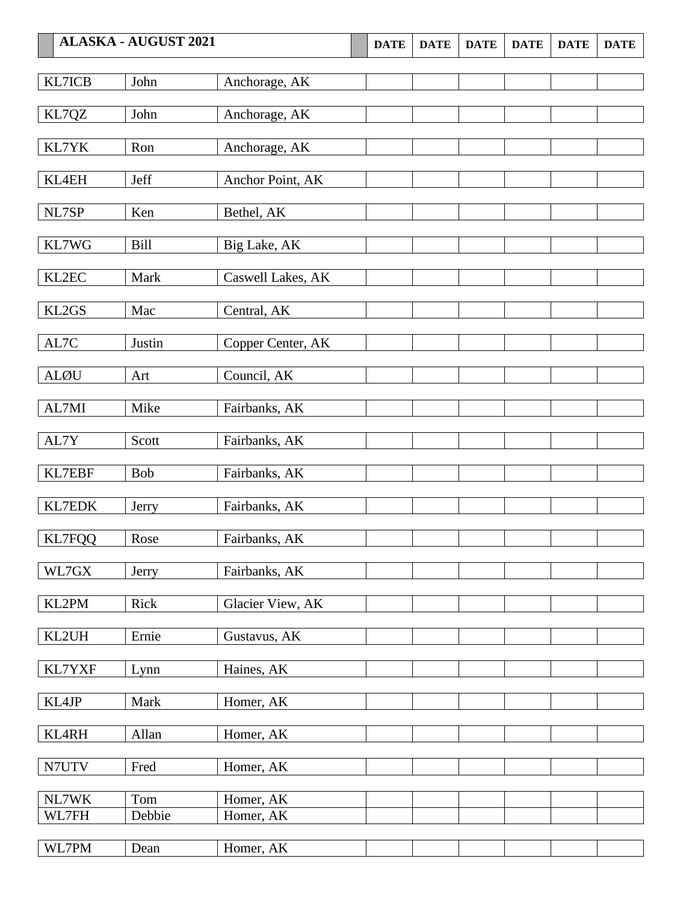| ALASKA - AUGUST 2021 | | | DATE | DATE | DATE | DATE | DATE | DATE |
|---|---|---|---|---|---|---|---|---|
| KL7ICB | John | Anchorage, AK | | | | | | |
| KL7QZ | John | Anchorage, AK | | | | | | |
| KL7YK | Ron | Anchorage, AK | | | | | | |
| KL4EH | Jeff | Anchor Point, AK | | | | | | |
| NL7SP | Ken | Bethel, AK | | | | | | |
| KL7WG | Bill | Big Lake, AK | | | | | | |
| KL2EC | Mark | Caswell Lakes, AK | | | | | | |
| KL2GS | Mac | Central, AK | | | | | | |
| AL7C | Justin | Copper Center, AK | | | | | | |
| ALØU | Art | Council, AK | | | | | | |
| AL7MI | Mike | Fairbanks, AK | | | | | | |
| AL7Y | Scott | Fairbanks, AK | | | | | | |
| KL7EBF | Bob | Fairbanks, AK | | | | | | |
| KL7EDK | Jerry | Fairbanks, AK | | | | | | |
| KL7FQQ | Rose | Fairbanks, AK | | | | | | |
| WL7GX | Jerry | Fairbanks, AK | | | | | | |
| KL2PM | Rick | Glacier View, AK | | | | | | |
| KL2UH | Ernie | Gustavus, AK | | | | | | |
| KL7YXF | Lynn | Haines, AK | | | | | | |
| KL4JP | Mark | Homer, AK | | | | | | |
| KL4RH | Allan | Homer, AK | | | | | | |
| N7UTV | Fred | Homer, AK | | | | | | |
| NL7WK | Tom | Homer, AK | | | | | | |
| WL7FH | Debbie | Homer, AK | | | | | | |
| WL7PM | Dean | Homer, AK | | | | | | |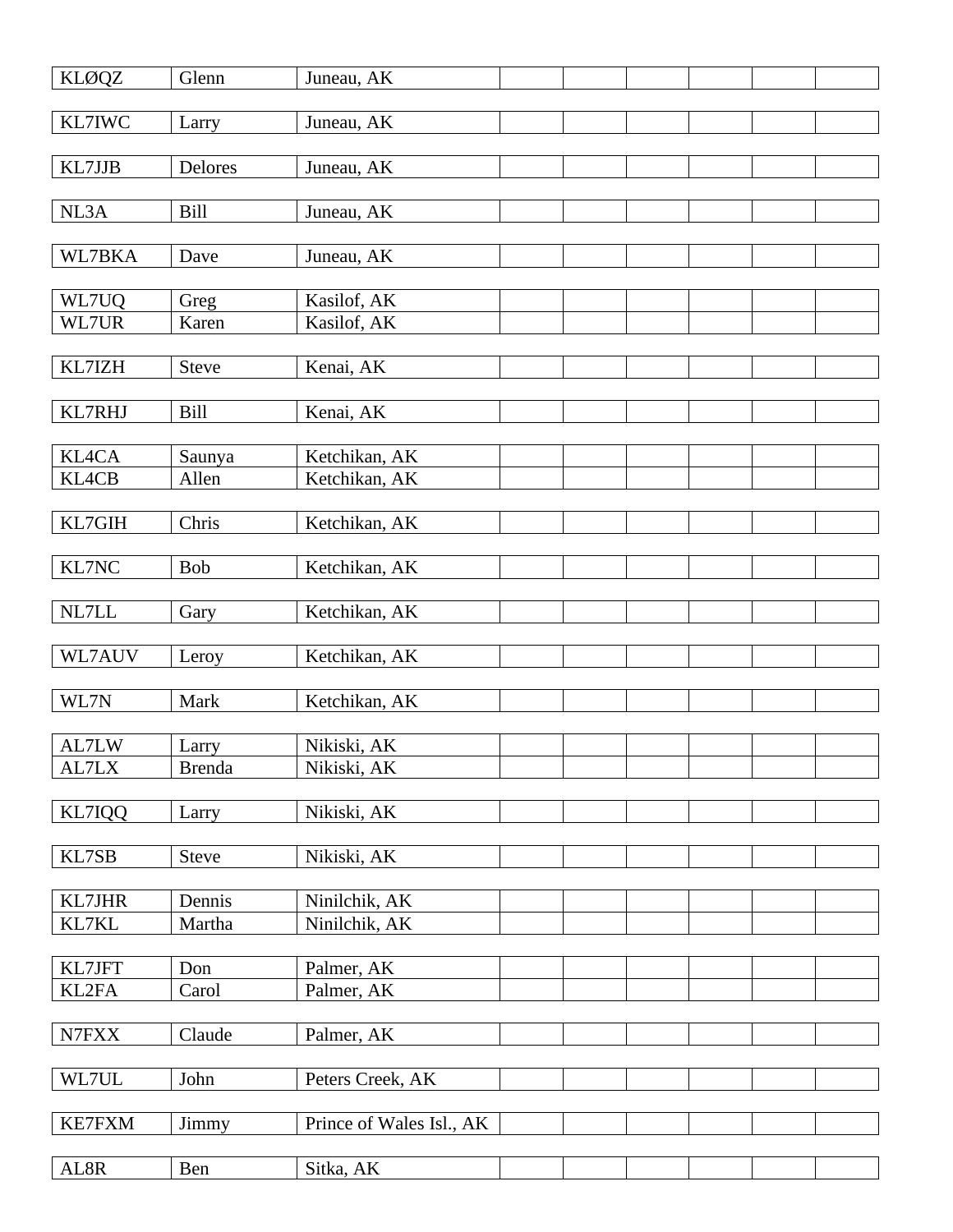| | | | | | | | |
|---|---|---|---|---|---|---|---|
| KLØQZ | Glenn | Juneau, AK | | | | | |
| KL7IWC | Larry | Juneau, AK | | | | | |
| KL7JJB | Delores | Juneau, AK | | | | | |
| NL3A | Bill | Juneau, AK | | | | | |
| WL7BKA | Dave | Juneau, AK | | | | | |
| WL7UQ | Greg | Kasilof, AK | | | | | |
| WL7UR | Karen | Kasilof, AK | | | | | |
| KL7IZH | Steve | Kenai, AK | | | | | |
| KL7RHJ | Bill | Kenai, AK | | | | | |
| KL4CA | Saunya | Ketchikan, AK | | | | | |
| KL4CB | Allen | Ketchikan, AK | | | | | |
| KL7GIH | Chris | Ketchikan, AK | | | | | |
| KL7NC | Bob | Ketchikan, AK | | | | | |
| NL7LL | Gary | Ketchikan, AK | | | | | |
| WL7AUV | Leroy | Ketchikan, AK | | | | | |
| WL7N | Mark | Ketchikan, AK | | | | | |
| AL7LW | Larry | Nikiski, AK | | | | | |
| AL7LX | Brenda | Nikiski, AK | | | | | |
| KL7IQQ | Larry | Nikiski, AK | | | | | |
| KL7SB | Steve | Nikiski, AK | | | | | |
| KL7JHR | Dennis | Ninilchik, AK | | | | | |
| KL7KL | Martha | Ninilchik, AK | | | | | |
| KL7JFT | Don | Palmer, AK | | | | | |
| KL2FA | Carol | Palmer, AK | | | | | |
| N7FXX | Claude | Palmer, AK | | | | | |
| WL7UL | John | Peters Creek, AK | | | | | |
| KE7FXM | Jimmy | Prince of Wales Isl., AK | | | | | |
| AL8R | Ben | Sitka, AK | | | | | |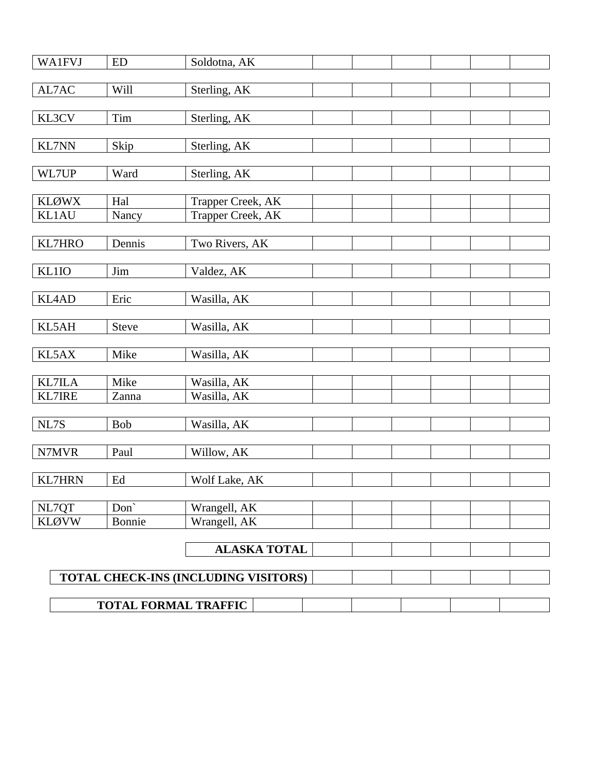| | | | | | | | | |
|---|---|---|---|---|---|---|---|---|
| WA1FVJ | ED | Soldotna, AK | | | | | | |
| AL7AC | Will | Sterling, AK | | | | | | |
| KL3CV | Tim | Sterling, AK | | | | | | |
| KL7NN | Skip | Sterling, AK | | | | | | |
| WL7UP | Ward | Sterling, AK | | | | | | |
| KLØWX | Hal | Trapper Creek, AK | | | | | | |
| KL1AU | Nancy | Trapper Creek, AK | | | | | | |
| KL7HRO | Dennis | Two Rivers, AK | | | | | | |
| KL1IO | Jim | Valdez, AK | | | | | | |
| KL4AD | Eric | Wasilla, AK | | | | | | |
| KL5AH | Steve | Wasilla, AK | | | | | | |
| KL5AX | Mike | Wasilla, AK | | | | | | |
| KL7ILA | Mike | Wasilla, AK | | | | | | |
| KL7IRE | Zanna | Wasilla, AK | | | | | | |
| NL7S | Bob | Wasilla, AK | | | | | | |
| N7MVR | Paul | Willow, AK | | | | | | |
| KL7HRN | Ed | Wolf Lake, AK | | | | | | |
| NL7QT | Don` | Wrangell, AK | | | | | | |
| KLØVW | Bonnie | Wrangell, AK | | | | | | |
| | | **ALASKA TOTAL** | | | | | | |

| | | | | | | |
|---|---|---|---|---|---|---|
| **TOTAL CHECK-INS (INCLUDING VISITORS)** | | | | | | |

| | | | | | | |
|---|---|---|---|---|---|---|
| **TOTAL FORMAL TRAFFIC** | | | | | | |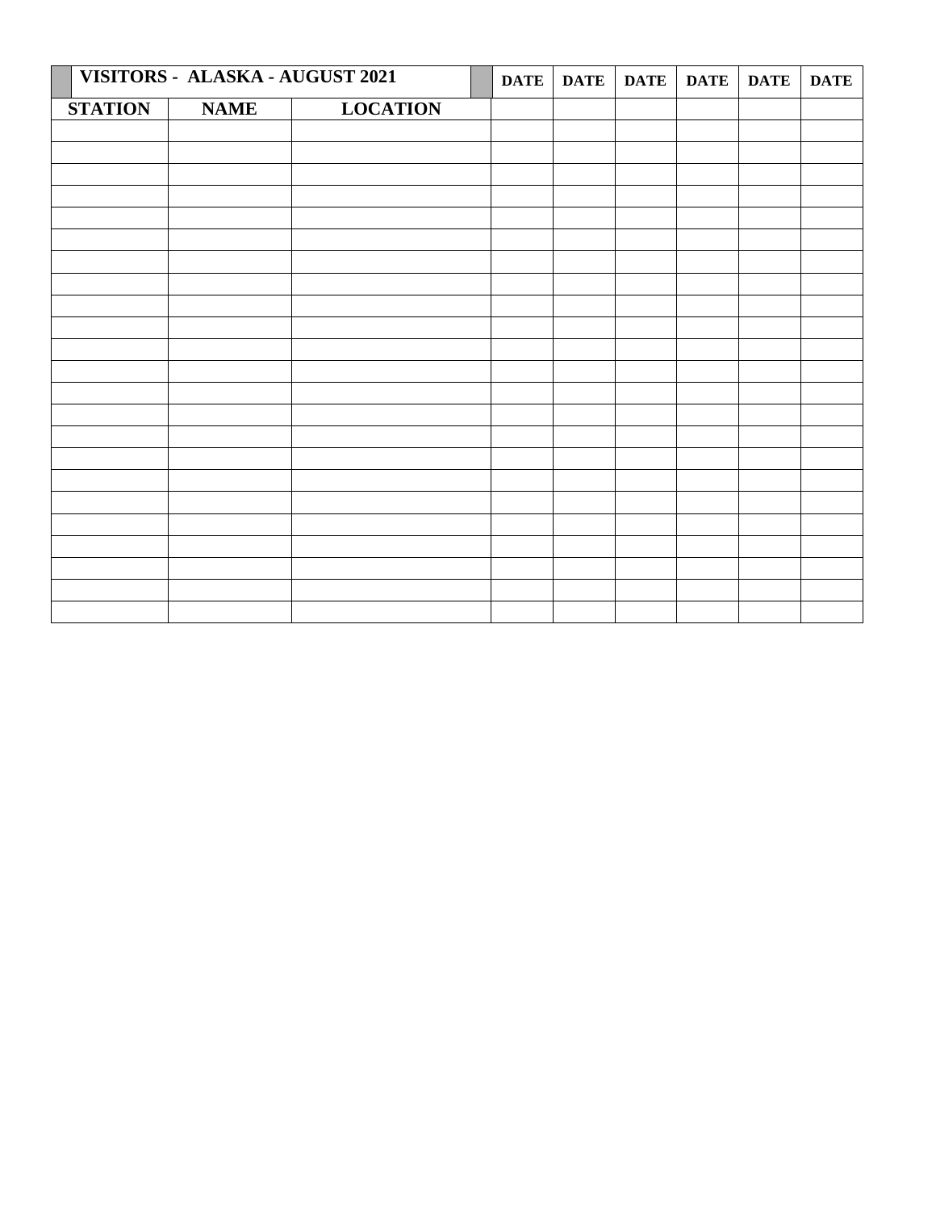| VISITORS - ALASKA - AUGUST 2021 | | | DATE | DATE | DATE | DATE | DATE | DATE |
|---|---|---|---|---|---|---|---|---|
| STATION | NAME | LOCATION | | | | | | |
| | | | | | | | | |
| | | | | | | | | |
| | | | | | | | | |
| | | | | | | | | |
| | | | | | | | | |
| | | | | | | | | |
| | | | | | | | | |
| | | | | | | | | |
| | | | | | | | | |
| | | | | | | | | |
| | | | | | | | | |
| | | | | | | | | |
| | | | | | | | | |
| | | | | | | | | |
| | | | | | | | | |
| | | | | | | | | |
| | | | | | | | | |
| | | | | | | | | |
| | | | | | | | | |
| | | | | | | | | |
| | | | | | | | | |
| | | | | | | | | |
| | | | | | | | | |